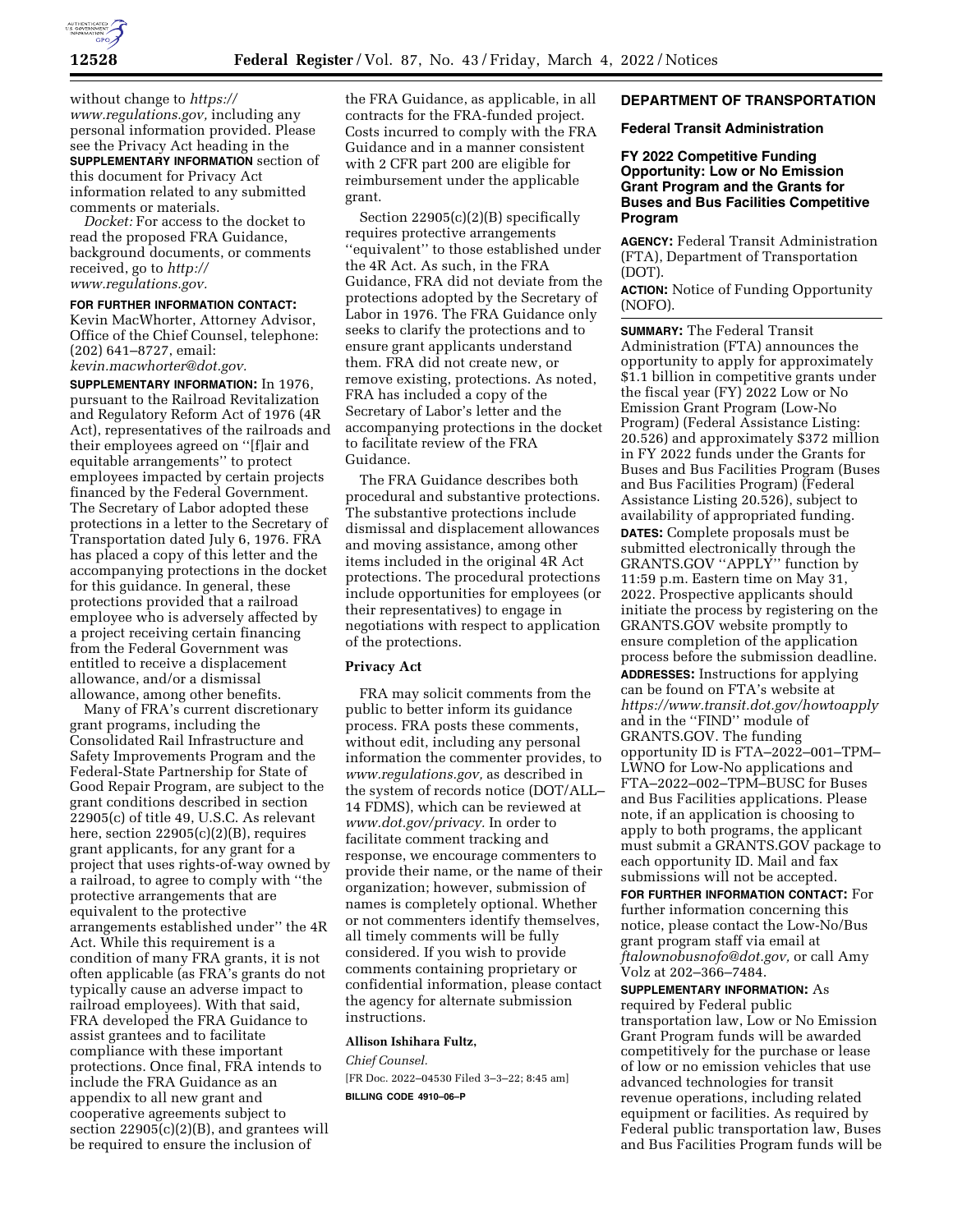without change to *https://www.regulations.gov,* including any personal information provided. Please see the Privacy Act heading in the **SUPPLEMENTARY INFORMATION** section of this document for Privacy Act information related to any submitted comments or materials.

*Docket:* For access to the docket to read the proposed FRA Guidance, background documents, or comments received, go to *http://www.regulations.gov.*

**FOR FURTHER INFORMATION CONTACT:** Kevin MacWhorter, Attorney Advisor, Office of the Chief Counsel, telephone: (202) 641–8727, email: *kevin.macwhorter@dot.gov.*

**SUPPLEMENTARY INFORMATION:** In 1976, pursuant to the Railroad Revitalization and Regulatory Reform Act of 1976 (4R Act), representatives of the railroads and their employees agreed on ''[f]air and equitable arrangements'' to protect employees impacted by certain projects financed by the Federal Government. The Secretary of Labor adopted these protections in a letter to the Secretary of Transportation dated July 6, 1976. FRA has placed a copy of this letter and the accompanying protections in the docket for this guidance. In general, these protections provided that a railroad employee who is adversely affected by a project receiving certain financing from the Federal Government was entitled to receive a displacement allowance, and/or a dismissal allowance, among other benefits.

Many of FRA's current discretionary grant programs, including the Consolidated Rail Infrastructure and Safety Improvements Program and the Federal-State Partnership for State of Good Repair Program, are subject to the grant conditions described in section 22905(c) of title 49, U.S.C. As relevant here, section 22905(c)(2)(B), requires grant applicants, for any grant for a project that uses rights-of-way owned by a railroad, to agree to comply with ''the protective arrangements that are equivalent to the protective arrangements established under'' the 4R Act. While this requirement is a condition of many FRA grants, it is not often applicable (as FRA's grants do not typically cause an adverse impact to railroad employees). With that said, FRA developed the FRA Guidance to assist grantees and to facilitate compliance with these important protections. Once final, FRA intends to include the FRA Guidance as an appendix to all new grant and cooperative agreements subject to section 22905(c)(2)(B), and grantees will be required to ensure the inclusion of the FRA Guidance, as applicable, in all contracts for the FRA-funded project. Costs incurred to comply with the FRA Guidance and in a manner consistent with 2 CFR part 200 are eligible for reimbursement under the applicable grant.

Section 22905(c)(2)(B) specifically requires protective arrangements ''equivalent'' to those established under the 4R Act. As such, in the FRA Guidance, FRA did not deviate from the protections adopted by the Secretary of Labor in 1976. The FRA Guidance only seeks to clarify the protections and to ensure grant applicants understand them. FRA did not create new, or remove existing, protections. As noted, FRA has included a copy of the Secretary of Labor's letter and the accompanying protections in the docket to facilitate review of the FRA Guidance.

The FRA Guidance describes both procedural and substantive protections. The substantive protections include dismissal and displacement allowances and moving assistance, among other items included in the original 4R Act protections. The procedural protections include opportunities for employees (or their representatives) to engage in negotiations with respect to application of the protections.

## Privacy Act

FRA may solicit comments from the public to better inform its guidance process. FRA posts these comments, without edit, including any personal information the commenter provides, to *www.regulations.gov,* as described in the system of records notice (DOT/ALL–14 FDMS), which can be reviewed at *www.dot.gov/privacy.* In order to facilitate comment tracking and response, we encourage commenters to provide their name, or the name of their organization; however, submission of names is completely optional. Whether or not commenters identify themselves, all timely comments will be fully considered. If you wish to provide comments containing proprietary or confidential information, please contact the agency for alternate submission instructions.

**Allison Ishihara Fultz,**

*Chief Counsel.*

[FR Doc. 2022–04530 Filed 3–3–22; 8:45 am]

**BILLING CODE 4910–06–P**

# DEPARTMENT OF TRANSPORTATION

## Federal Transit Administration

## FY 2022 Competitive Funding Opportunity: Low or No Emission Grant Program and the Grants for Buses and Bus Facilities Competitive Program

**AGENCY:** Federal Transit Administration (FTA), Department of Transportation (DOT).

**ACTION:** Notice of Funding Opportunity (NOFO).

**SUMMARY:** The Federal Transit Administration (FTA) announces the opportunity to apply for approximately $1.1 billion in competitive grants under the fiscal year (FY) 2022 Low or No Emission Grant Program (Low-No Program) (Federal Assistance Listing: 20.526) and approximately $372 million in FY 2022 funds under the Grants for Buses and Bus Facilities Program (Buses and Bus Facilities Program) (Federal Assistance Listing 20.526), subject to availability of appropriated funding.

**DATES:** Complete proposals must be submitted electronically through the GRANTS.GOV ''APPLY'' function by 11:59 p.m. Eastern time on May 31, 2022. Prospective applicants should initiate the process by registering on the GRANTS.GOV website promptly to ensure completion of the application process before the submission deadline.

**ADDRESSES:** Instructions for applying can be found on FTA's website at *https://www.transit.dot.gov/howtoapply* and in the ''FIND'' module of GRANTS.GOV. The funding opportunity ID is FTA–2022–001–TPM–LWNO for Low-No applications and FTA–2022–002–TPM–BUSC for Buses and Bus Facilities applications. Please note, if an application is choosing to apply to both programs, the applicant must submit a GRANTS.GOV package to each opportunity ID. Mail and fax submissions will not be accepted.

**FOR FURTHER INFORMATION CONTACT:** For further information concerning this notice, please contact the Low-No/Bus grant program staff via email at *ftalownobusnofo@dot.gov,* or call Amy Volz at 202–366–7484.

**SUPPLEMENTARY INFORMATION:** As required by Federal public transportation law, Low or No Emission Grant Program funds will be awarded competitively for the purchase or lease of low or no emission vehicles that use advanced technologies for transit revenue operations, including related equipment or facilities. As required by Federal public transportation law, Buses and Bus Facilities Program funds will be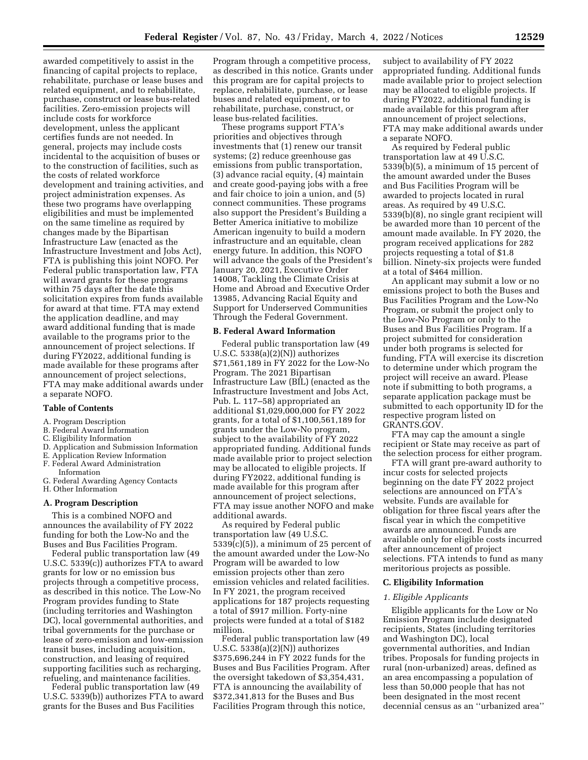awarded competitively to assist in the financing of capital projects to replace, rehabilitate, purchase or lease buses and related equipment, and to rehabilitate, purchase, construct or lease bus-related facilities. Zero-emission projects will include costs for workforce development, unless the applicant certifies funds are not needed. In general, projects may include costs incidental to the acquisition of buses or to the construction of facilities, such as the costs of related workforce development and training activities, and project administration expenses. As these two programs have overlapping eligibilities and must be implemented on the same timeline as required by changes made by the Bipartisan Infrastructure Law (enacted as the Infrastructure Investment and Jobs Act), FTA is publishing this joint NOFO. Per Federal public transportation law, FTA will award grants for these programs within 75 days after the date this solicitation expires from funds available for award at that time. FTA may extend the application deadline, and may award additional funding that is made available to the programs prior to the announcement of project selections. If during FY2022, additional funding is made available for these programs after announcement of project selections, FTA may make additional awards under a separate NOFO.

**Table of Contents**

A. Program Description
B. Federal Award Information
C. Eligibility Information
D. Application and Submission Information
E. Application Review Information
F. Federal Award Administration Information
G. Federal Awarding Agency Contacts
H. Other Information

**A. Program Description**

This is a combined NOFO and announces the availability of FY 2022 funding for both the Low-No and the Buses and Bus Facilities Program.

Federal public transportation law (49 U.S.C. 5339(c)) authorizes FTA to award grants for low or no emission bus projects through a competitive process, as described in this notice. The Low-No Program provides funding to State (including territories and Washington DC), local governmental authorities, and tribal governments for the purchase or lease of zero-emission and low-emission transit buses, including acquisition, construction, and leasing of required supporting facilities such as recharging, refueling, and maintenance facilities.

Federal public transportation law (49 U.S.C. 5339(b)) authorizes FTA to award grants for the Buses and Bus Facilities Program through a competitive process, as described in this notice. Grants under this program are for capital projects to replace, rehabilitate, purchase, or lease buses and related equipment, or to rehabilitate, purchase, construct, or lease bus-related facilities.

These programs support FTA's priorities and objectives through investments that (1) renew our transit systems; (2) reduce greenhouse gas emissions from public transportation, (3) advance racial equity, (4) maintain and create good-paying jobs with a free and fair choice to join a union, and (5) connect communities. These programs also support the President's Building a Better America initiative to mobilize American ingenuity to build a modern infrastructure and an equitable, clean energy future. In addition, this NOFO will advance the goals of the President's January 20, 2021, Executive Order 14008, Tackling the Climate Crisis at Home and Abroad and Executive Order 13985, Advancing Racial Equity and Support for Underserved Communities Through the Federal Government.

**B. Federal Award Information**

Federal public transportation law (49 U.S.C. 5338(a)(2)(N)) authorizes $71,561,189 in FY 2022 for the Low-No Program. The 2021 Bipartisan Infrastructure Law (BIL) (enacted as the Infrastructure Investment and Jobs Act, Pub. L. 117–58) appropriated an additional $1,029,000,000 for FY 2022 grants, for a total of $1,100,561,189 for grants under the Low-No program, subject to the availability of FY 2022 appropriated funding. Additional funds made available prior to project selection may be allocated to eligible projects. If during FY2022, additional funding is made available for this program after announcement of project selections, FTA may issue another NOFO and make additional awards.

As required by Federal public transportation law (49 U.S.C. 5339(c)(5)), a minimum of 25 percent of the amount awarded under the Low-No Program will be awarded to low emission projects other than zero emission vehicles and related facilities. In FY 2021, the program received applications for 187 projects requesting a total of $917 million. Forty-nine projects were funded at a total of $182 million.

Federal public transportation law (49 U.S.C. 5338(a)(2)(N)) authorizes $375,696,244 in FY 2022 funds for the Buses and Bus Facilities Program. After the oversight takedown of $3,354,431, FTA is announcing the availability of $372,341,813 for the Buses and Bus Facilities Program through this notice, subject to availability of FY 2022 appropriated funding. Additional funds made available prior to project selection may be allocated to eligible projects. If during FY2022, additional funding is made available for this program after announcement of project selections, FTA may make additional awards under a separate NOFO.

As required by Federal public transportation law at 49 U.S.C. 5339(b)(5), a minimum of 15 percent of the amount awarded under the Buses and Bus Facilities Program will be awarded to projects located in rural areas. As required by 49 U.S.C. 5339(b)(8), no single grant recipient will be awarded more than 10 percent of the amount made available. In FY 2020, the program received applications for 282 projects requesting a total of $1.8 billion. Ninety-six projects were funded at a total of $464 million.

An applicant may submit a low or no emissions project to both the Buses and Bus Facilities Program and the Low-No Program, or submit the project only to the Low-No Program or only to the Buses and Bus Facilities Program. If a project submitted for consideration under both programs is selected for funding, FTA will exercise its discretion to determine under which program the project will receive an award. Please note if submitting to both programs, a separate application package must be submitted to each opportunity ID for the respective program listed on GRANTS.GOV.

FTA may cap the amount a single recipient or State may receive as part of the selection process for either program.

FTA will grant pre-award authority to incur costs for selected projects beginning on the date FY 2022 project selections are announced on FTA's website. Funds are available for obligation for three fiscal years after the fiscal year in which the competitive awards are announced. Funds are available only for eligible costs incurred after announcement of project selections. FTA intends to fund as many meritorious projects as possible.

**C. Eligibility Information**

*1. Eligible Applicants*

Eligible applicants for the Low or No Emission Program include designated recipients, States (including territories and Washington DC), local governmental authorities, and Indian tribes. Proposals for funding projects in rural (non-urbanized) areas, defined as an area encompassing a population of less than 50,000 people that has not been designated in the most recent decennial census as an ''urbanized area''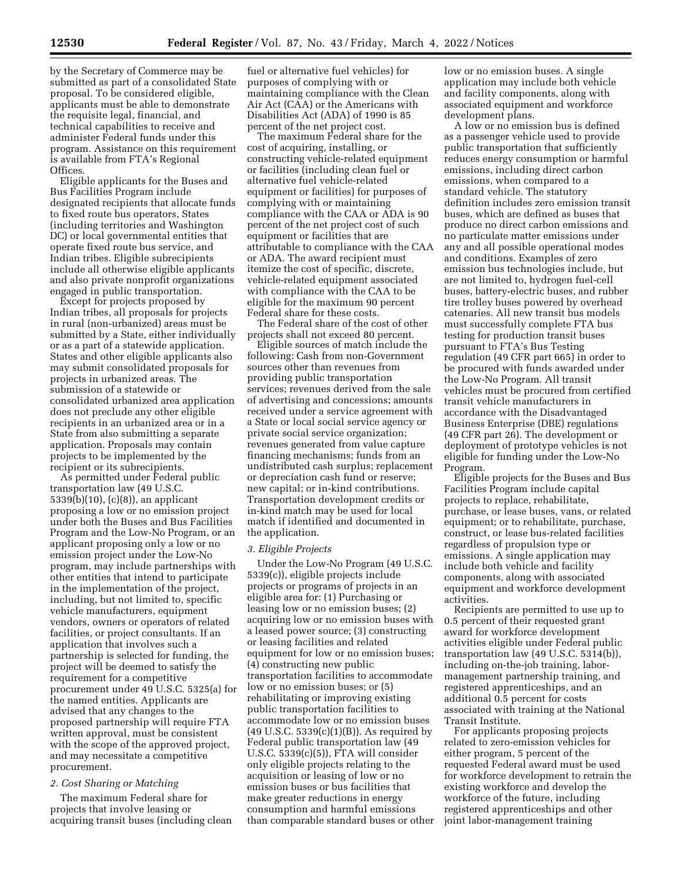by the Secretary of Commerce may be submitted as part of a consolidated State proposal. To be considered eligible, applicants must be able to demonstrate the requisite legal, financial, and technical capabilities to receive and administer Federal funds under this program. Assistance on this requirement is available from FTA's Regional Offices.

Eligible applicants for the Buses and Bus Facilities Program include designated recipients that allocate funds to fixed route bus operators, States (including territories and Washington DC) or local governmental entities that operate fixed route bus service, and Indian tribes. Eligible subrecipients include all otherwise eligible applicants and also private nonprofit organizations engaged in public transportation.

Except for projects proposed by Indian tribes, all proposals for projects in rural (non-urbanized) areas must be submitted by a State, either individually or as a part of a statewide application. States and other eligible applicants also may submit consolidated proposals for projects in urbanized areas. The submission of a statewide or consolidated urbanized area application does not preclude any other eligible recipients in an urbanized area or in a State from also submitting a separate application. Proposals may contain projects to be implemented by the recipient or its subrecipients.

As permitted under Federal public transportation law (49 U.S.C. 5339(b)(10), (c)(8)), an applicant proposing a low or no emission project under both the Buses and Bus Facilities Program and the Low-No Program, or an applicant proposing only a low or no emission project under the Low-No program, may include partnerships with other entities that intend to participate in the implementation of the project, including, but not limited to, specific vehicle manufacturers, equipment vendors, owners or operators of related facilities, or project consultants. If an application that involves such a partnership is selected for funding, the project will be deemed to satisfy the requirement for a competitive procurement under 49 U.S.C. 5325(a) for the named entities. Applicants are advised that any changes to the proposed partnership will require FTA written approval, must be consistent with the scope of the approved project, and may necessitate a competitive procurement.

*2. Cost Sharing or Matching*

The maximum Federal share for projects that involve leasing or acquiring transit buses (including clean fuel or alternative fuel vehicles) for purposes of complying with or maintaining compliance with the Clean Air Act (CAA) or the Americans with Disabilities Act (ADA) of 1990 is 85 percent of the net project cost.

The maximum Federal share for the cost of acquiring, installing, or constructing vehicle-related equipment or facilities (including clean fuel or alternative fuel vehicle-related equipment or facilities) for purposes of complying with or maintaining compliance with the CAA or ADA is 90 percent of the net project cost of such equipment or facilities that are attributable to compliance with the CAA or ADA. The award recipient must itemize the cost of specific, discrete, vehicle-related equipment associated with compliance with the CAA to be eligible for the maximum 90 percent Federal share for these costs.

The Federal share of the cost of other projects shall not exceed 80 percent.

Eligible sources of match include the following: Cash from non-Government sources other than revenues from providing public transportation services; revenues derived from the sale of advertising and concessions; amounts received under a service agreement with a State or local social service agency or private social service organization; revenues generated from value capture financing mechanisms; funds from an undistributed cash surplus; replacement or depreciation cash fund or reserve; new capital; or in-kind contributions. Transportation development credits or in-kind match may be used for local match if identified and documented in the application.

*3. Eligible Projects*

Under the Low-No Program (49 U.S.C. 5339(c)), eligible projects include projects or programs of projects in an eligible area for: (1) Purchasing or leasing low or no emission buses; (2) acquiring low or no emission buses with a leased power source; (3) constructing or leasing facilities and related equipment for low or no emission buses; (4) constructing new public transportation facilities to accommodate low or no emission buses; or (5) rehabilitating or improving existing public transportation facilities to accommodate low or no emission buses (49 U.S.C. 5339(c)(1)(B)). As required by Federal public transportation law (49 U.S.C. 5339(c)(5)), FTA will consider only eligible projects relating to the acquisition or leasing of low or no emission buses or bus facilities that make greater reductions in energy consumption and harmful emissions than comparable standard buses or other low or no emission buses. A single application may include both vehicle and facility components, along with associated equipment and workforce development plans.

A low or no emission bus is defined as a passenger vehicle used to provide public transportation that sufficiently reduces energy consumption or harmful emissions, including direct carbon emissions, when compared to a standard vehicle. The statutory definition includes zero emission transit buses, which are defined as buses that produce no direct carbon emissions and no particulate matter emissions under any and all possible operational modes and conditions. Examples of zero emission bus technologies include, but are not limited to, hydrogen fuel-cell buses, battery-electric buses, and rubber tire trolley buses powered by overhead catenaries. All new transit bus models must successfully complete FTA bus testing for production transit buses pursuant to FTA's Bus Testing regulation (49 CFR part 665) in order to be procured with funds awarded under the Low-No Program. All transit vehicles must be procured from certified transit vehicle manufacturers in accordance with the Disadvantaged Business Enterprise (DBE) regulations (49 CFR part 26). The development or deployment of prototype vehicles is not eligible for funding under the Low-No Program.

Eligible projects for the Buses and Bus Facilities Program include capital projects to replace, rehabilitate, purchase, or lease buses, vans, or related equipment; or to rehabilitate, purchase, construct, or lease bus-related facilities regardless of propulsion type or emissions. A single application may include both vehicle and facility components, along with associated equipment and workforce development activities.

Recipients are permitted to use up to 0.5 percent of their requested grant award for workforce development activities eligible under Federal public transportation law (49 U.S.C. 5314(b)), including on-the-job training, labor-management partnership training, and registered apprenticeships, and an additional 0.5 percent for costs associated with training at the National Transit Institute.

For applicants proposing projects related to zero-emission vehicles for either program, 5 percent of the requested Federal award must be used for workforce development to retrain the existing workforce and develop the workforce of the future, including registered apprenticeships and other joint labor-management training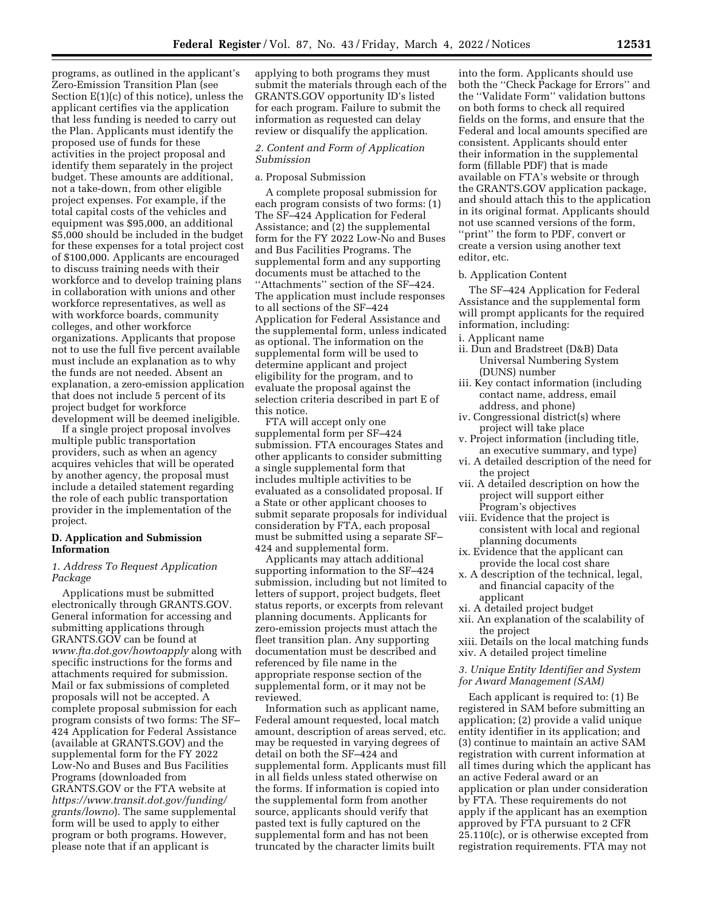programs, as outlined in the applicant's Zero-Emission Transition Plan (see Section E(1)(c) of this notice), unless the applicant certifies via the application that less funding is needed to carry out the Plan. Applicants must identify the proposed use of funds for these activities in the project proposal and identify them separately in the project budget. These amounts are additional, not a take-down, from other eligible project expenses. For example, if the total capital costs of the vehicles and equipment was $95,000, an additional $5,000 should be included in the budget for these expenses for a total project cost of $100,000. Applicants are encouraged to discuss training needs with their workforce and to develop training plans in collaboration with unions and other workforce representatives, as well as with workforce boards, community colleges, and other workforce organizations. Applicants that propose not to use the full five percent available must include an explanation as to why the funds are not needed. Absent an explanation, a zero-emission application that does not include 5 percent of its project budget for workforce development will be deemed ineligible.

If a single project proposal involves multiple public transportation providers, such as when an agency acquires vehicles that will be operated by another agency, the proposal must include a detailed statement regarding the role of each public transportation provider in the implementation of the project.

## D. Application and Submission Information

### *1. Address To Request Application Package*

Applications must be submitted electronically through GRANTS.GOV. General information for accessing and submitting applications through GRANTS.GOV can be found at *www.fta.dot.gov/howtoapply* along with specific instructions for the forms and attachments required for submission. Mail or fax submissions of completed proposals will not be accepted. A complete proposal submission for each program consists of two forms: The SF–424 Application for Federal Assistance (available at GRANTS.GOV) and the supplemental form for the FY 2022 Low-No and Buses and Bus Facilities Programs (downloaded from GRANTS.GOV or the FTA website at *https://www.transit.dot.gov/funding/grants/lowno*). The same supplemental form will be used to apply to either program or both programs. However, please note that if an applicant is applying to both programs they must submit the materials through each of the GRANTS.GOV opportunity ID's listed for each program. Failure to submit the information as requested can delay review or disqualify the application.

### *2. Content and Form of Application Submission*

a. Proposal Submission

A complete proposal submission for each program consists of two forms: (1) The SF–424 Application for Federal Assistance; and (2) the supplemental form for the FY 2022 Low-No and Buses and Bus Facilities Programs. The supplemental form and any supporting documents must be attached to the ''Attachments'' section of the SF–424. The application must include responses to all sections of the SF–424 Application for Federal Assistance and the supplemental form, unless indicated as optional. The information on the supplemental form will be used to determine applicant and project eligibility for the program, and to evaluate the proposal against the selection criteria described in part E of this notice.

FTA will accept only one supplemental form per SF–424 submission. FTA encourages States and other applicants to consider submitting a single supplemental form that includes multiple activities to be evaluated as a consolidated proposal. If a State or other applicant chooses to submit separate proposals for individual consideration by FTA, each proposal must be submitted using a separate SF–424 and supplemental form.

Applicants may attach additional supporting information to the SF–424 submission, including but not limited to letters of support, project budgets, fleet status reports, or excerpts from relevant planning documents. Applicants for zero-emission projects must attach the fleet transition plan. Any supporting documentation must be described and referenced by file name in the appropriate response section of the supplemental form, or it may not be reviewed.

Information such as applicant name, Federal amount requested, local match amount, description of areas served, etc. may be requested in varying degrees of detail on both the SF–424 and supplemental form. Applicants must fill in all fields unless stated otherwise on the forms. If information is copied into the supplemental form from another source, applicants should verify that pasted text is fully captured on the supplemental form and has not been truncated by the character limits built into the form. Applicants should use both the ''Check Package for Errors'' and the ''Validate Form'' validation buttons on both forms to check all required fields on the forms, and ensure that the Federal and local amounts specified are consistent. Applicants should enter their information in the supplemental form (fillable PDF) that is made available on FTA's website or through the GRANTS.GOV application package, and should attach this to the application in its original format. Applicants should not use scanned versions of the form, ''print'' the form to PDF, convert or create a version using another text editor, etc.

b. Application Content

The SF–424 Application for Federal Assistance and the supplemental form will prompt applicants for the required information, including:

i. Applicant name
ii. Dun and Bradstreet (D&B) Data Universal Numbering System (DUNS) number
iii. Key contact information (including contact name, address, email address, and phone)
iv. Congressional district(s) where project will take place
v. Project information (including title, an executive summary, and type)
vi. A detailed description of the need for the project
vii. A detailed description on how the project will support either Program's objectives
viii. Evidence that the project is consistent with local and regional planning documents
ix. Evidence that the applicant can provide the local cost share
x. A description of the technical, legal, and financial capacity of the applicant
xi. A detailed project budget
xii. An explanation of the scalability of the project
xiii. Details on the local matching funds
xiv. A detailed project timeline

### *3. Unique Entity Identifier and System for Award Management (SAM)*

Each applicant is required to: (1) Be registered in SAM before submitting an application; (2) provide a valid unique entity identifier in its application; and (3) continue to maintain an active SAM registration with current information at all times during which the applicant has an active Federal award or an application or plan under consideration by FTA. These requirements do not apply if the applicant has an exemption approved by FTA pursuant to 2 CFR 25.110(c), or is otherwise excepted from registration requirements. FTA may not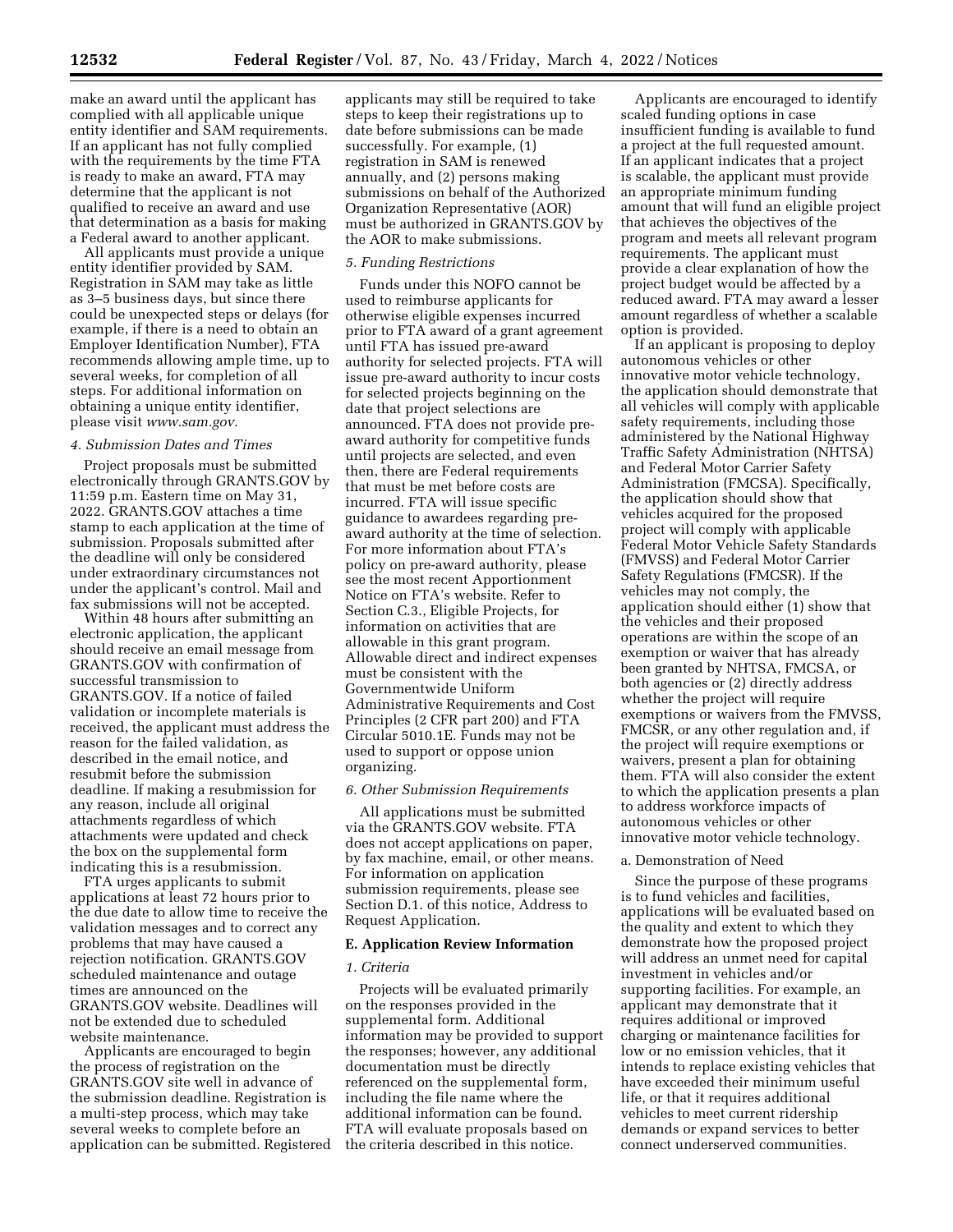make an award until the applicant has complied with all applicable unique entity identifier and SAM requirements. If an applicant has not fully complied with the requirements by the time FTA is ready to make an award, FTA may determine that the applicant is not qualified to receive an award and use that determination as a basis for making a Federal award to another applicant.

All applicants must provide a unique entity identifier provided by SAM. Registration in SAM may take as little as 3–5 business days, but since there could be unexpected steps or delays (for example, if there is a need to obtain an Employer Identification Number), FTA recommends allowing ample time, up to several weeks, for completion of all steps. For additional information on obtaining a unique entity identifier, please visit *www.sam.gov.*

### *4. Submission Dates and Times*

Project proposals must be submitted electronically through GRANTS.GOV by 11:59 p.m. Eastern time on May 31, 2022. GRANTS.GOV attaches a time stamp to each application at the time of submission. Proposals submitted after the deadline will only be considered under extraordinary circumstances not under the applicant's control. Mail and fax submissions will not be accepted.

Within 48 hours after submitting an electronic application, the applicant should receive an email message from GRANTS.GOV with confirmation of successful transmission to GRANTS.GOV. If a notice of failed validation or incomplete materials is received, the applicant must address the reason for the failed validation, as described in the email notice, and resubmit before the submission deadline. If making a resubmission for any reason, include all original attachments regardless of which attachments were updated and check the box on the supplemental form indicating this is a resubmission.

FTA urges applicants to submit applications at least 72 hours prior to the due date to allow time to receive the validation messages and to correct any problems that may have caused a rejection notification. GRANTS.GOV scheduled maintenance and outage times are announced on the GRANTS.GOV website. Deadlines will not be extended due to scheduled website maintenance.

Applicants are encouraged to begin the process of registration on the GRANTS.GOV site well in advance of the submission deadline. Registration is a multi-step process, which may take several weeks to complete before an application can be submitted. Registered applicants may still be required to take steps to keep their registrations up to date before submissions can be made successfully. For example, (1) registration in SAM is renewed annually, and (2) persons making submissions on behalf of the Authorized Organization Representative (AOR) must be authorized in GRANTS.GOV by the AOR to make submissions.

### *5. Funding Restrictions*

Funds under this NOFO cannot be used to reimburse applicants for otherwise eligible expenses incurred prior to FTA award of a grant agreement until FTA has issued pre-award authority for selected projects. FTA will issue pre-award authority to incur costs for selected projects beginning on the date that project selections are announced. FTA does not provide pre-award authority for competitive funds until projects are selected, and even then, there are Federal requirements that must be met before costs are incurred. FTA will issue specific guidance to awardees regarding pre-award authority at the time of selection. For more information about FTA's policy on pre-award authority, please see the most recent Apportionment Notice on FTA's website. Refer to Section C.3., Eligible Projects, for information on activities that are allowable in this grant program. Allowable direct and indirect expenses must be consistent with the Governmentwide Uniform Administrative Requirements and Cost Principles (2 CFR part 200) and FTA Circular 5010.1E. Funds may not be used to support or oppose union organizing.

### *6. Other Submission Requirements*

All applications must be submitted via the GRANTS.GOV website. FTA does not accept applications on paper, by fax machine, email, or other means. For information on application submission requirements, please see Section D.1. of this notice, Address to Request Application.

## E. Application Review Information

### *1. Criteria*

Projects will be evaluated primarily on the responses provided in the supplemental form. Additional information may be provided to support the responses; however, any additional documentation must be directly referenced on the supplemental form, including the file name where the additional information can be found. FTA will evaluate proposals based on the criteria described in this notice.

Applicants are encouraged to identify scaled funding options in case insufficient funding is available to fund a project at the full requested amount. If an applicant indicates that a project is scalable, the applicant must provide an appropriate minimum funding amount that will fund an eligible project that achieves the objectives of the program and meets all relevant program requirements. The applicant must provide a clear explanation of how the project budget would be affected by a reduced award. FTA may award a lesser amount regardless of whether a scalable option is provided.

If an applicant is proposing to deploy autonomous vehicles or other innovative motor vehicle technology, the application should demonstrate that all vehicles will comply with applicable safety requirements, including those administered by the National Highway Traffic Safety Administration (NHTSA) and Federal Motor Carrier Safety Administration (FMCSA). Specifically, the application should show that vehicles acquired for the proposed project will comply with applicable Federal Motor Vehicle Safety Standards (FMVSS) and Federal Motor Carrier Safety Regulations (FMCSR). If the vehicles may not comply, the application should either (1) show that the vehicles and their proposed operations are within the scope of an exemption or waiver that has already been granted by NHTSA, FMCSA, or both agencies or (2) directly address whether the project will require exemptions or waivers from the FMVSS, FMCSR, or any other regulation and, if the project will require exemptions or waivers, present a plan for obtaining them. FTA will also consider the extent to which the application presents a plan to address workforce impacts of autonomous vehicles or other innovative motor vehicle technology.

a. Demonstration of Need

Since the purpose of these programs is to fund vehicles and facilities, applications will be evaluated based on the quality and extent to which they demonstrate how the proposed project will address an unmet need for capital investment in vehicles and/or supporting facilities. For example, an applicant may demonstrate that it requires additional or improved charging or maintenance facilities for low or no emission vehicles, that it intends to replace existing vehicles that have exceeded their minimum useful life, or that it requires additional vehicles to meet current ridership demands or expand services to better connect underserved communities.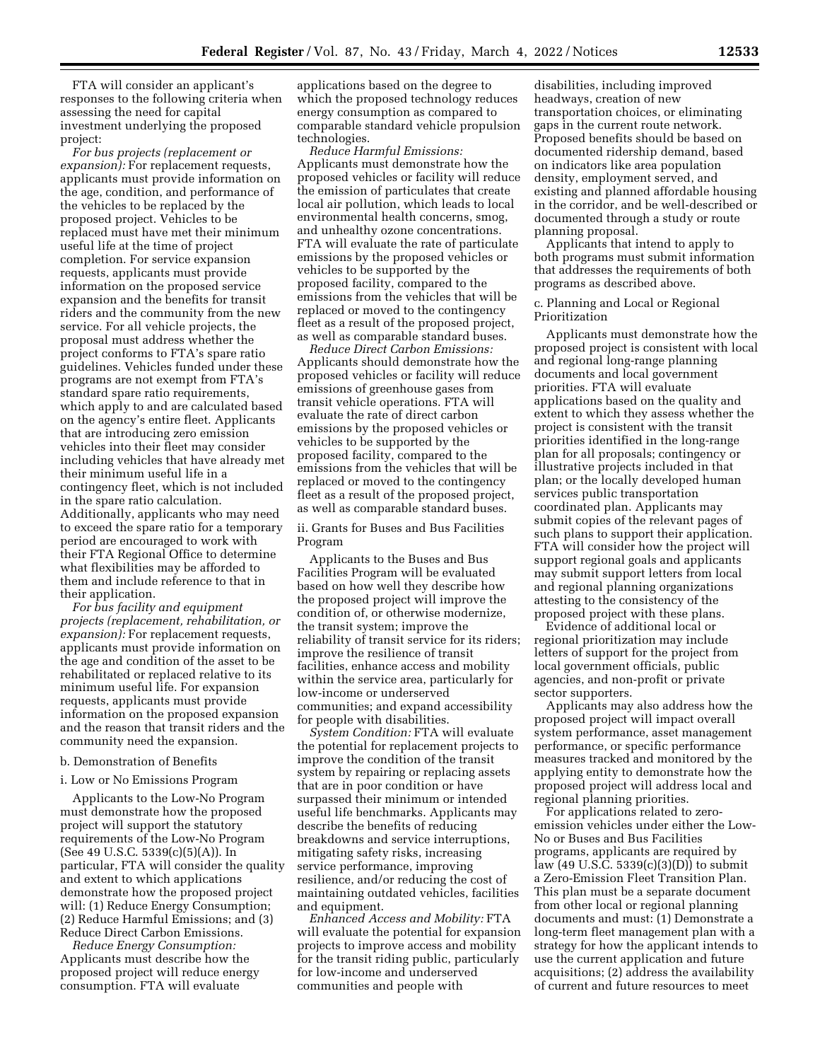FTA will consider an applicant's responses to the following criteria when assessing the need for capital investment underlying the proposed project:

*For bus projects (replacement or expansion):* For replacement requests, applicants must provide information on the age, condition, and performance of the vehicles to be replaced by the proposed project. Vehicles to be replaced must have met their minimum useful life at the time of project completion. For service expansion requests, applicants must provide information on the proposed service expansion and the benefits for transit riders and the community from the new service. For all vehicle projects, the proposal must address whether the project conforms to FTA's spare ratio guidelines. Vehicles funded under these programs are not exempt from FTA's standard spare ratio requirements, which apply to and are calculated based on the agency's entire fleet. Applicants that are introducing zero emission vehicles into their fleet may consider including vehicles that have already met their minimum useful life in a contingency fleet, which is not included in the spare ratio calculation. Additionally, applicants who may need to exceed the spare ratio for a temporary period are encouraged to work with their FTA Regional Office to determine what flexibilities may be afforded to them and include reference to that in their application.

*For bus facility and equipment projects (replacement, rehabilitation, or expansion):* For replacement requests, applicants must provide information on the age and condition of the asset to be rehabilitated or replaced relative to its minimum useful life. For expansion requests, applicants must provide information on the proposed expansion and the reason that transit riders and the community need the expansion.

b. Demonstration of Benefits

i. Low or No Emissions Program

Applicants to the Low-No Program must demonstrate how the proposed project will support the statutory requirements of the Low-No Program (See 49 U.S.C. 5339(c)(5)(A)). In particular, FTA will consider the quality and extent to which applications demonstrate how the proposed project will: (1) Reduce Energy Consumption; (2) Reduce Harmful Emissions; and (3) Reduce Direct Carbon Emissions.

*Reduce Energy Consumption:* Applicants must describe how the proposed project will reduce energy consumption. FTA will evaluate applications based on the degree to which the proposed technology reduces energy consumption as compared to comparable standard vehicle propulsion technologies.

*Reduce Harmful Emissions:* Applicants must demonstrate how the proposed vehicles or facility will reduce the emission of particulates that create local air pollution, which leads to local environmental health concerns, smog, and unhealthy ozone concentrations. FTA will evaluate the rate of particulate emissions by the proposed vehicles or vehicles to be supported by the proposed facility, compared to the emissions from the vehicles that will be replaced or moved to the contingency fleet as a result of the proposed project, as well as comparable standard buses.

*Reduce Direct Carbon Emissions:* Applicants should demonstrate how the proposed vehicles or facility will reduce emissions of greenhouse gases from transit vehicle operations. FTA will evaluate the rate of direct carbon emissions by the proposed vehicles or vehicles to be supported by the proposed facility, compared to the emissions from the vehicles that will be replaced or moved to the contingency fleet as a result of the proposed project, as well as comparable standard buses.

ii. Grants for Buses and Bus Facilities Program

Applicants to the Buses and Bus Facilities Program will be evaluated based on how well they describe how the proposed project will improve the condition of, or otherwise modernize, the transit system; improve the reliability of transit service for its riders; improve the resilience of transit facilities, enhance access and mobility within the service area, particularly for low-income or underserved communities; and expand accessibility for people with disabilities.

*System Condition:* FTA will evaluate the potential for replacement projects to improve the condition of the transit system by repairing or replacing assets that are in poor condition or have surpassed their minimum or intended useful life benchmarks. Applicants may describe the benefits of reducing breakdowns and service interruptions, mitigating safety risks, increasing service performance, improving resilience, and/or reducing the cost of maintaining outdated vehicles, facilities and equipment.

*Enhanced Access and Mobility:* FTA will evaluate the potential for expansion projects to improve access and mobility for the transit riding public, particularly for low-income and underserved communities and people with disabilities, including improved headways, creation of new transportation choices, or eliminating gaps in the current route network. Proposed benefits should be based on documented ridership demand, based on indicators like area population density, employment served, and existing and planned affordable housing in the corridor, and be well-described or documented through a study or route planning proposal.

Applicants that intend to apply to both programs must submit information that addresses the requirements of both programs as described above.

c. Planning and Local or Regional Prioritization

Applicants must demonstrate how the proposed project is consistent with local and regional long-range planning documents and local government priorities. FTA will evaluate applications based on the quality and extent to which they assess whether the project is consistent with the transit priorities identified in the long-range plan for all proposals; contingency or illustrative projects included in that plan; or the locally developed human services public transportation coordinated plan. Applicants may submit copies of the relevant pages of such plans to support their application. FTA will consider how the project will support regional goals and applicants may submit support letters from local and regional planning organizations attesting to the consistency of the proposed project with these plans.

Evidence of additional local or regional prioritization may include letters of support for the project from local government officials, public agencies, and non-profit or private sector supporters.

Applicants may also address how the proposed project will impact overall system performance, asset management performance, or specific performance measures tracked and monitored by the applying entity to demonstrate how the proposed project will address local and regional planning priorities.

For applications related to zero-emission vehicles under either the Low-No or Buses and Bus Facilities programs, applicants are required by law (49 U.S.C. 5339(c)(3)(D)) to submit a Zero-Emission Fleet Transition Plan. This plan must be a separate document from other local or regional planning documents and must: (1) Demonstrate a long-term fleet management plan with a strategy for how the applicant intends to use the current application and future acquisitions; (2) address the availability of current and future resources to meet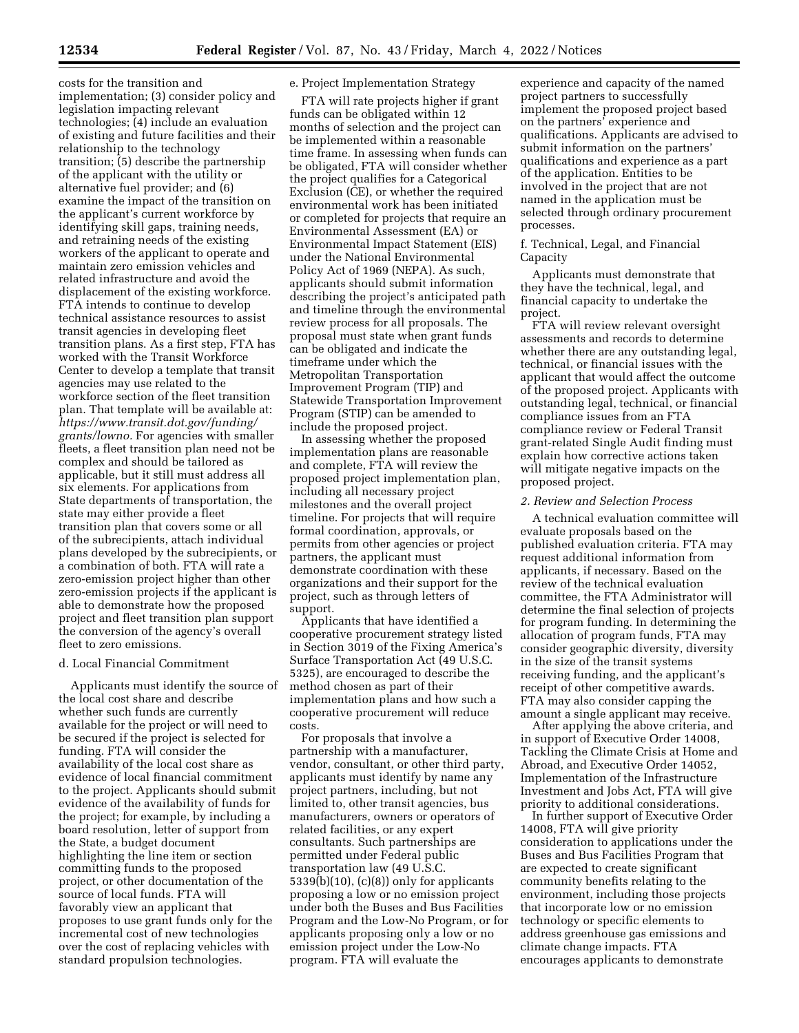costs for the transition and implementation; (3) consider policy and legislation impacting relevant technologies; (4) include an evaluation of existing and future facilities and their relationship to the technology transition; (5) describe the partnership of the applicant with the utility or alternative fuel provider; and (6) examine the impact of the transition on the applicant's current workforce by identifying skill gaps, training needs, and retraining needs of the existing workers of the applicant to operate and maintain zero emission vehicles and related infrastructure and avoid the displacement of the existing workforce. FTA intends to continue to develop technical assistance resources to assist transit agencies in developing fleet transition plans. As a first step, FTA has worked with the Transit Workforce Center to develop a template that transit agencies may use related to the workforce section of the fleet transition plan. That template will be available at: *https://www.transit.dot.gov/funding/grants/lowno.* For agencies with smaller fleets, a fleet transition plan need not be complex and should be tailored as applicable, but it still must address all six elements. For applications from State departments of transportation, the state may either provide a fleet transition plan that covers some or all of the subrecipients, attach individual plans developed by the subrecipients, or a combination of both. FTA will rate a zero-emission project higher than other zero-emission projects if the applicant is able to demonstrate how the proposed project and fleet transition plan support the conversion of the agency's overall fleet to zero emissions.

d. Local Financial Commitment

Applicants must identify the source of the local cost share and describe whether such funds are currently available for the project or will need to be secured if the project is selected for funding. FTA will consider the availability of the local cost share as evidence of local financial commitment to the project. Applicants should submit evidence of the availability of funds for the project; for example, by including a board resolution, letter of support from the State, a budget document highlighting the line item or section committing funds to the proposed project, or other documentation of the source of local funds. FTA will favorably view an applicant that proposes to use grant funds only for the incremental cost of new technologies over the cost of replacing vehicles with standard propulsion technologies.

e. Project Implementation Strategy

FTA will rate projects higher if grant funds can be obligated within 12 months of selection and the project can be implemented within a reasonable time frame. In assessing when funds can be obligated, FTA will consider whether the project qualifies for a Categorical Exclusion (CE), or whether the required environmental work has been initiated or completed for projects that require an Environmental Assessment (EA) or Environmental Impact Statement (EIS) under the National Environmental Policy Act of 1969 (NEPA). As such, applicants should submit information describing the project's anticipated path and timeline through the environmental review process for all proposals. The proposal must state when grant funds can be obligated and indicate the timeframe under which the Metropolitan Transportation Improvement Program (TIP) and Statewide Transportation Improvement Program (STIP) can be amended to include the proposed project.

In assessing whether the proposed implementation plans are reasonable and complete, FTA will review the proposed project implementation plan, including all necessary project milestones and the overall project timeline. For projects that will require formal coordination, approvals, or permits from other agencies or project partners, the applicant must demonstrate coordination with these organizations and their support for the project, such as through letters of support.

Applicants that have identified a cooperative procurement strategy listed in Section 3019 of the Fixing America's Surface Transportation Act (49 U.S.C. 5325), are encouraged to describe the method chosen as part of their implementation plans and how such a cooperative procurement will reduce costs.

For proposals that involve a partnership with a manufacturer, vendor, consultant, or other third party, applicants must identify by name any project partners, including, but not limited to, other transit agencies, bus manufacturers, owners or operators of related facilities, or any expert consultants. Such partnerships are permitted under Federal public transportation law (49 U.S.C. 5339(b)(10), (c)(8)) only for applicants proposing a low or no emission project under both the Buses and Bus Facilities Program and the Low-No Program, or for applicants proposing only a low or no emission project under the Low-No program. FTA will evaluate the experience and capacity of the named project partners to successfully implement the proposed project based on the partners' experience and qualifications. Applicants are advised to submit information on the partners' qualifications and experience as a part of the application. Entities to be involved in the project that are not named in the application must be selected through ordinary procurement processes.

f. Technical, Legal, and Financial Capacity

Applicants must demonstrate that they have the technical, legal, and financial capacity to undertake the project.

FTA will review relevant oversight assessments and records to determine whether there are any outstanding legal, technical, or financial issues with the applicant that would affect the outcome of the proposed project. Applicants with outstanding legal, technical, or financial compliance issues from an FTA compliance review or Federal Transit grant-related Single Audit finding must explain how corrective actions taken will mitigate negative impacts on the proposed project.

*2. Review and Selection Process*

A technical evaluation committee will evaluate proposals based on the published evaluation criteria. FTA may request additional information from applicants, if necessary. Based on the review of the technical evaluation committee, the FTA Administrator will determine the final selection of projects for program funding. In determining the allocation of program funds, FTA may consider geographic diversity, diversity in the size of the transit systems receiving funding, and the applicant's receipt of other competitive awards. FTA may also consider capping the amount a single applicant may receive.

After applying the above criteria, and in support of Executive Order 14008, Tackling the Climate Crisis at Home and Abroad, and Executive Order 14052, Implementation of the Infrastructure Investment and Jobs Act, FTA will give priority to additional considerations.

In further support of Executive Order 14008, FTA will give priority consideration to applications under the Buses and Bus Facilities Program that are expected to create significant community benefits relating to the environment, including those projects that incorporate low or no emission technology or specific elements to address greenhouse gas emissions and climate change impacts. FTA encourages applicants to demonstrate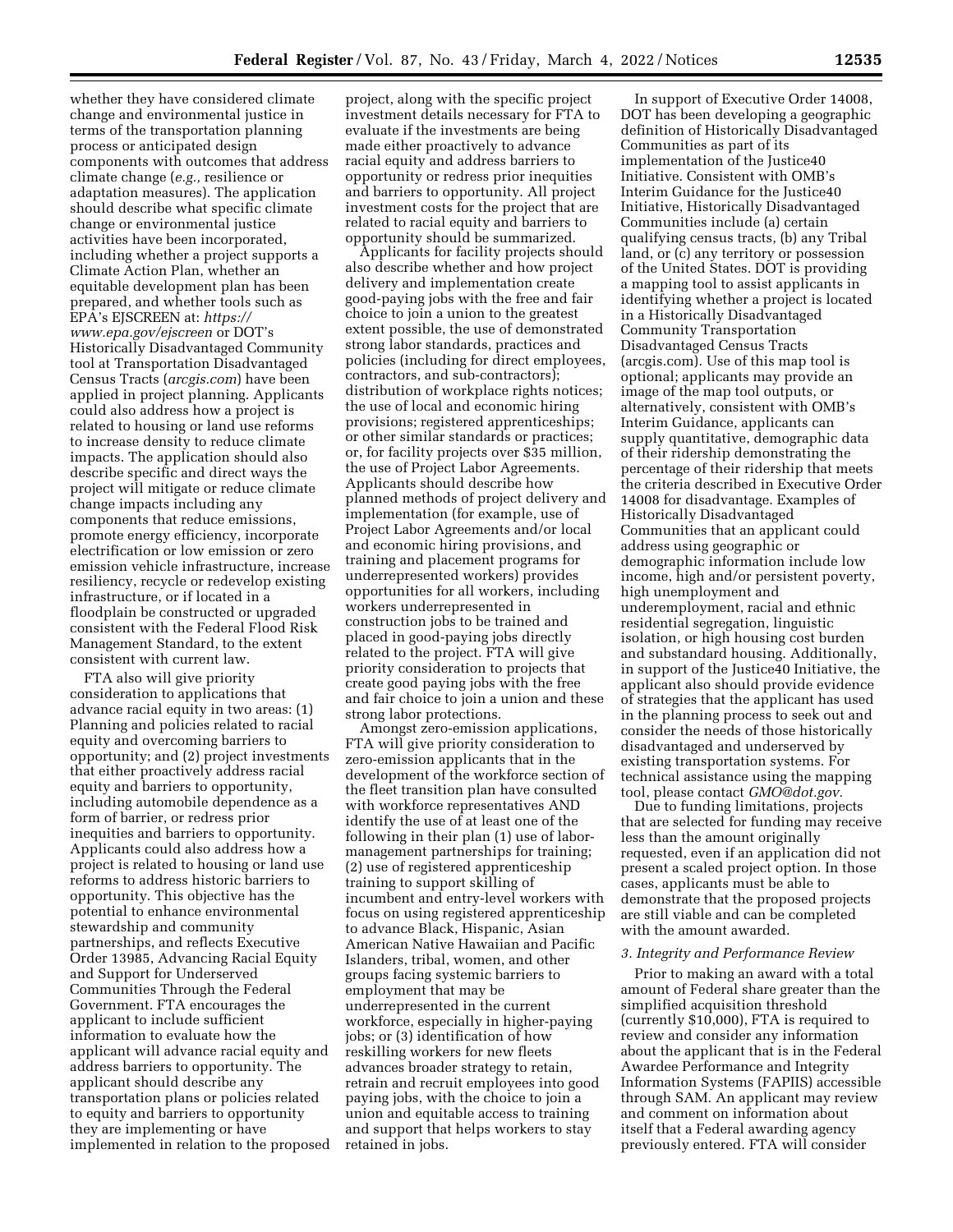whether they have considered climate change and environmental justice in terms of the transportation planning process or anticipated design components with outcomes that address climate change (*e.g.,* resilience or adaptation measures). The application should describe what specific climate change or environmental justice activities have been incorporated, including whether a project supports a Climate Action Plan, whether an equitable development plan has been prepared, and whether tools such as EPA's EJSCREEN at: *https://www.epa.gov/ejscreen* or DOT's Historically Disadvantaged Community tool at Transportation Disadvantaged Census Tracts (*arcgis.com*) have been applied in project planning. Applicants could also address how a project is related to housing or land use reforms to increase density to reduce climate impacts. The application should also describe specific and direct ways the project will mitigate or reduce climate change impacts including any components that reduce emissions, promote energy efficiency, incorporate electrification or low emission or zero emission vehicle infrastructure, increase resiliency, recycle or redevelop existing infrastructure, or if located in a floodplain be constructed or upgraded consistent with the Federal Flood Risk Management Standard, to the extent consistent with current law.

FTA also will give priority consideration to applications that advance racial equity in two areas: (1) Planning and policies related to racial equity and overcoming barriers to opportunity; and (2) project investments that either proactively address racial equity and barriers to opportunity, including automobile dependence as a form of barrier, or redress prior inequities and barriers to opportunity. Applicants could also address how a project is related to housing or land use reforms to address historic barriers to opportunity. This objective has the potential to enhance environmental stewardship and community partnerships, and reflects Executive Order 13985, Advancing Racial Equity and Support for Underserved Communities Through the Federal Government. FTA encourages the applicant to include sufficient information to evaluate how the applicant will advance racial equity and address barriers to opportunity. The applicant should describe any transportation plans or policies related to equity and barriers to opportunity they are implementing or have implemented in relation to the proposed project, along with the specific project investment details necessary for FTA to evaluate if the investments are being made either proactively to advance racial equity and address barriers to opportunity or redress prior inequities and barriers to opportunity. All project investment costs for the project that are related to racial equity and barriers to opportunity should be summarized.

Applicants for facility projects should also describe whether and how project delivery and implementation create good-paying jobs with the free and fair choice to join a union to the greatest extent possible, the use of demonstrated strong labor standards, practices and policies (including for direct employees, contractors, and sub-contractors); distribution of workplace rights notices; the use of local and economic hiring provisions; registered apprenticeships; or other similar standards or practices; or, for facility projects over $35 million, the use of Project Labor Agreements. Applicants should describe how planned methods of project delivery and implementation (for example, use of Project Labor Agreements and/or local and economic hiring provisions, and training and placement programs for underrepresented workers) provides opportunities for all workers, including workers underrepresented in construction jobs to be trained and placed in good-paying jobs directly related to the project. FTA will give priority consideration to projects that create good paying jobs with the free and fair choice to join a union and these strong labor protections.

Amongst zero-emission applications, FTA will give priority consideration to zero-emission applicants that in the development of the workforce section of the fleet transition plan have consulted with workforce representatives AND identify the use of at least one of the following in their plan (1) use of labor-management partnerships for training; (2) use of registered apprenticeship training to support skilling of incumbent and entry-level workers with focus on using registered apprenticeship to advance Black, Hispanic, Asian American Native Hawaiian and Pacific Islanders, tribal, women, and other groups facing systemic barriers to employment that may be underrepresented in the current workforce, especially in higher-paying jobs; or (3) identification of how reskilling workers for new fleets advances broader strategy to retain, retrain and recruit employees into good paying jobs, with the choice to join a union and equitable access to training and support that helps workers to stay retained in jobs.

In support of Executive Order 14008, DOT has been developing a geographic definition of Historically Disadvantaged Communities as part of its implementation of the Justice40 Initiative. Consistent with OMB's Interim Guidance for the Justice40 Initiative, Historically Disadvantaged Communities include (a) certain qualifying census tracts, (b) any Tribal land, or (c) any territory or possession of the United States. DOT is providing a mapping tool to assist applicants in identifying whether a project is located in a Historically Disadvantaged Community Transportation Disadvantaged Census Tracts (arcgis.com). Use of this map tool is optional; applicants may provide an image of the map tool outputs, or alternatively, consistent with OMB's Interim Guidance, applicants can supply quantitative, demographic data of their ridership demonstrating the percentage of their ridership that meets the criteria described in Executive Order 14008 for disadvantage. Examples of Historically Disadvantaged Communities that an applicant could address using geographic or demographic information include low income, high and/or persistent poverty, high unemployment and underemployment, racial and ethnic residential segregation, linguistic isolation, or high housing cost burden and substandard housing. Additionally, in support of the Justice40 Initiative, the applicant also should provide evidence of strategies that the applicant has used in the planning process to seek out and consider the needs of those historically disadvantaged and underserved by existing transportation systems. For technical assistance using the mapping tool, please contact *GMO@dot.gov.*

Due to funding limitations, projects that are selected for funding may receive less than the amount originally requested, even if an application did not present a scaled project option. In those cases, applicants must be able to demonstrate that the proposed projects are still viable and can be completed with the amount awarded.

*3. Integrity and Performance Review*

Prior to making an award with a total amount of Federal share greater than the simplified acquisition threshold (currently $10,000), FTA is required to review and consider any information about the applicant that is in the Federal Awardee Performance and Integrity Information Systems (FAPIIS) accessible through SAM. An applicant may review and comment on information about itself that a Federal awarding agency previously entered. FTA will consider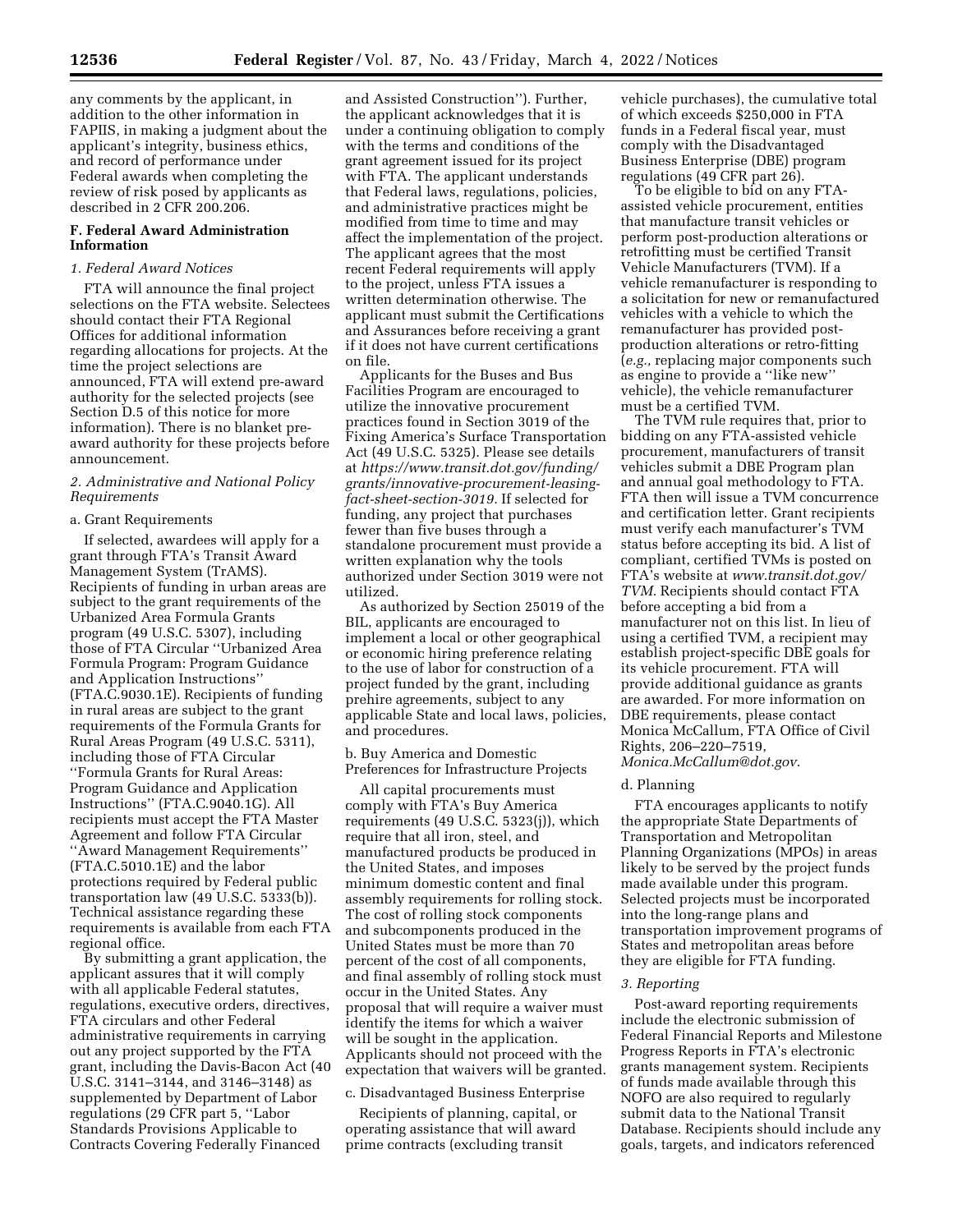any comments by the applicant, in addition to the other information in FAPIIS, in making a judgment about the applicant's integrity, business ethics, and record of performance under Federal awards when completing the review of risk posed by applicants as described in 2 CFR 200.206.

### F. Federal Award Administration Information

#### *1. Federal Award Notices*

FTA will announce the final project selections on the FTA website. Selectees should contact their FTA Regional Offices for additional information regarding allocations for projects. At the time the project selections are announced, FTA will extend pre-award authority for the selected projects (see Section D.5 of this notice for more information). There is no blanket pre-award authority for these projects before announcement.

#### *2. Administrative and National Policy Requirements*

a. Grant Requirements

If selected, awardees will apply for a grant through FTA's Transit Award Management System (TrAMS). Recipients of funding in urban areas are subject to the grant requirements of the Urbanized Area Formula Grants program (49 U.S.C. 5307), including those of FTA Circular ''Urbanized Area Formula Program: Program Guidance and Application Instructions'' (FTA.C.9030.1E). Recipients of funding in rural areas are subject to the grant requirements of the Formula Grants for Rural Areas Program (49 U.S.C. 5311), including those of FTA Circular ''Formula Grants for Rural Areas: Program Guidance and Application Instructions'' (FTA.C.9040.1G). All recipients must accept the FTA Master Agreement and follow FTA Circular ''Award Management Requirements'' (FTA.C.5010.1E) and the labor protections required by Federal public transportation law (49 U.S.C. 5333(b)). Technical assistance regarding these requirements is available from each FTA regional office.

By submitting a grant application, the applicant assures that it will comply with all applicable Federal statutes, regulations, executive orders, directives, FTA circulars and other Federal administrative requirements in carrying out any project supported by the FTA grant, including the Davis-Bacon Act (40 U.S.C. 3141–3144, and 3146–3148) as supplemented by Department of Labor regulations (29 CFR part 5, ''Labor Standards Provisions Applicable to Contracts Covering Federally Financed and Assisted Construction''). Further, the applicant acknowledges that it is under a continuing obligation to comply with the terms and conditions of the grant agreement issued for its project with FTA. The applicant understands that Federal laws, regulations, policies, and administrative practices might be modified from time to time and may affect the implementation of the project. The applicant agrees that the most recent Federal requirements will apply to the project, unless FTA issues a written determination otherwise. The applicant must submit the Certifications and Assurances before receiving a grant if it does not have current certifications on file.

Applicants for the Buses and Bus Facilities Program are encouraged to utilize the innovative procurement practices found in Section 3019 of the Fixing America's Surface Transportation Act (49 U.S.C. 5325). Please see details at *https://www.transit.dot.gov/funding/grants/innovative-procurement-leasing-fact-sheet-section-3019.* If selected for funding, any project that purchases fewer than five buses through a standalone procurement must provide a written explanation why the tools authorized under Section 3019 were not utilized.

As authorized by Section 25019 of the BIL, applicants are encouraged to implement a local or other geographical or economic hiring preference relating to the use of labor for construction of a project funded by the grant, including prehire agreements, subject to any applicable State and local laws, policies, and procedures.

b. Buy America and Domestic Preferences for Infrastructure Projects

All capital procurements must comply with FTA's Buy America requirements (49 U.S.C. 5323(j)), which require that all iron, steel, and manufactured products be produced in the United States, and imposes minimum domestic content and final assembly requirements for rolling stock. The cost of rolling stock components and subcomponents produced in the United States must be more than 70 percent of the cost of all components, and final assembly of rolling stock must occur in the United States. Any proposal that will require a waiver must identify the items for which a waiver will be sought in the application. Applicants should not proceed with the expectation that waivers will be granted.

c. Disadvantaged Business Enterprise

Recipients of planning, capital, or operating assistance that will award prime contracts (excluding transit vehicle purchases), the cumulative total of which exceeds $250,000 in FTA funds in a Federal fiscal year, must comply with the Disadvantaged Business Enterprise (DBE) program regulations (49 CFR part 26).

To be eligible to bid on any FTA-assisted vehicle procurement, entities that manufacture transit vehicles or perform post-production alterations or retrofitting must be certified Transit Vehicle Manufacturers (TVM). If a vehicle remanufacturer is responding to a solicitation for new or remanufactured vehicles with a vehicle to which the remanufacturer has provided post-production alterations or retro-fitting (*e.g.,* replacing major components such as engine to provide a ''like new'' vehicle), the vehicle remanufacturer must be a certified TVM.

The TVM rule requires that, prior to bidding on any FTA-assisted vehicle procurement, manufacturers of transit vehicles submit a DBE Program plan and annual goal methodology to FTA. FTA then will issue a TVM concurrence and certification letter. Grant recipients must verify each manufacturer's TVM status before accepting its bid. A list of compliant, certified TVMs is posted on FTA's website at *www.transit.dot.gov/TVM.* Recipients should contact FTA before accepting a bid from a manufacturer not on this list. In lieu of using a certified TVM, a recipient may establish project-specific DBE goals for its vehicle procurement. FTA will provide additional guidance as grants are awarded. For more information on DBE requirements, please contact Monica McCallum, FTA Office of Civil Rights, 206–220–7519, *Monica.McCallum@dot.gov.*

d. Planning

FTA encourages applicants to notify the appropriate State Departments of Transportation and Metropolitan Planning Organizations (MPOs) in areas likely to be served by the project funds made available under this program. Selected projects must be incorporated into the long-range plans and transportation improvement programs of States and metropolitan areas before they are eligible for FTA funding.

#### *3. Reporting*

Post-award reporting requirements include the electronic submission of Federal Financial Reports and Milestone Progress Reports in FTA's electronic grants management system. Recipients of funds made available through this NOFO are also required to regularly submit data to the National Transit Database. Recipients should include any goals, targets, and indicators referenced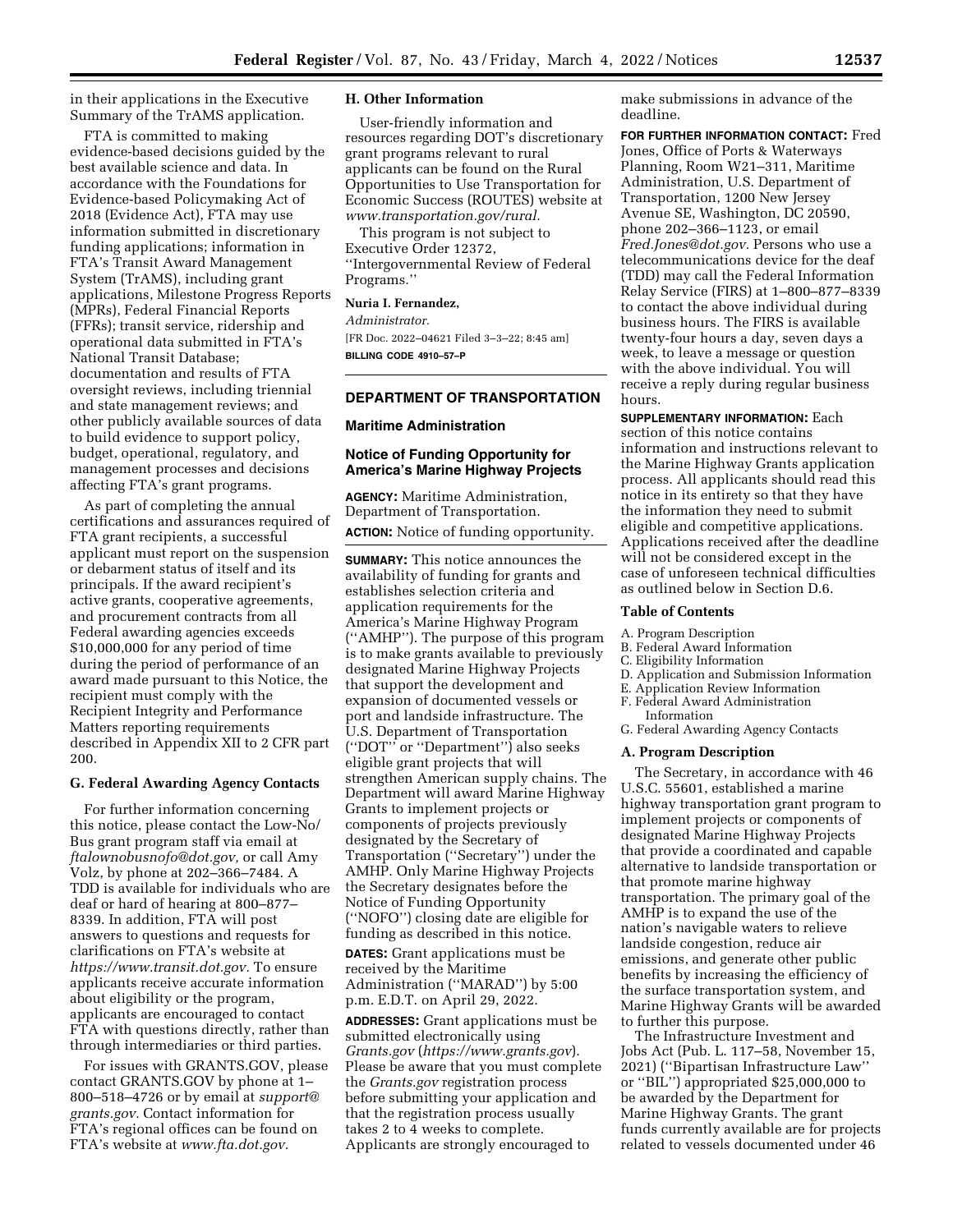in their applications in the Executive Summary of the TrAMS application.

FTA is committed to making evidence-based decisions guided by the best available science and data. In accordance with the Foundations for Evidence-based Policymaking Act of 2018 (Evidence Act), FTA may use information submitted in discretionary funding applications; information in FTA's Transit Award Management System (TrAMS), including grant applications, Milestone Progress Reports (MPRs), Federal Financial Reports (FFRs); transit service, ridership and operational data submitted in FTA's National Transit Database; documentation and results of FTA oversight reviews, including triennial and state management reviews; and other publicly available sources of data to build evidence to support policy, budget, operational, regulatory, and management processes and decisions affecting FTA's grant programs.

As part of completing the annual certifications and assurances required of FTA grant recipients, a successful applicant must report on the suspension or debarment status of itself and its principals. If the award recipient's active grants, cooperative agreements, and procurement contracts from all Federal awarding agencies exceeds $10,000,000 for any period of time during the period of performance of an award made pursuant to this Notice, the recipient must comply with the Recipient Integrity and Performance Matters reporting requirements described in Appendix XII to 2 CFR part 200.

### G. Federal Awarding Agency Contacts

For further information concerning this notice, please contact the Low-No/Bus grant program staff via email at *ftalownobusnofo@dot.gov,* or call Amy Volz, by phone at 202–366–7484. A TDD is available for individuals who are deaf or hard of hearing at 800–877–8339. In addition, FTA will post answers to questions and requests for clarifications on FTA's website at *https://www.transit.dot.gov.* To ensure applicants receive accurate information about eligibility or the program, applicants are encouraged to contact FTA with questions directly, rather than through intermediaries or third parties.

For issues with GRANTS.GOV, please contact GRANTS.GOV by phone at 1–800–518–4726 or by email at *support@grants.gov.* Contact information for FTA's regional offices can be found on FTA's website at *www.fta.dot.gov.*

### H. Other Information

User-friendly information and resources regarding DOT's discretionary grant programs relevant to rural applicants can be found on the Rural Opportunities to Use Transportation for Economic Success (ROUTES) website at *www.transportation.gov/rural.*

This program is not subject to Executive Order 12372, ''Intergovernmental Review of Federal Programs.''

**Nuria I. Fernandez,**

*Administrator.*

[FR Doc. 2022–04621 Filed 3–3–22; 8:45 am]

**BILLING CODE 4910–57–P**

---

## DEPARTMENT OF TRANSPORTATION

### Maritime Administration

### Notice of Funding Opportunity for America's Marine Highway Projects

**AGENCY:** Maritime Administration, Department of Transportation.

**ACTION:** Notice of funding opportunity.

**SUMMARY:** This notice announces the availability of funding for grants and establishes selection criteria and application requirements for the America's Marine Highway Program (''AMHP''). The purpose of this program is to make grants available to previously designated Marine Highway Projects that support the development and expansion of documented vessels or port and landside infrastructure. The U.S. Department of Transportation (''DOT'' or ''Department'') also seeks eligible grant projects that will strengthen American supply chains. The Department will award Marine Highway Grants to implement projects or components of projects previously designated by the Secretary of Transportation (''Secretary'') under the AMHP. Only Marine Highway Projects the Secretary designates before the Notice of Funding Opportunity (''NOFO'') closing date are eligible for funding as described in this notice.

**DATES:** Grant applications must be received by the Maritime Administration (''MARAD'') by 5:00 p.m. E.D.T. on April 29, 2022.

**ADDRESSES:** Grant applications must be submitted electronically using *Grants.gov* (*https://www.grants.gov*). Please be aware that you must complete the *Grants.gov* registration process before submitting your application and that the registration process usually takes 2 to 4 weeks to complete. Applicants are strongly encouraged to make submissions in advance of the deadline.

**FOR FURTHER INFORMATION CONTACT:** Fred Jones, Office of Ports & Waterways Planning, Room W21–311, Maritime Administration, U.S. Department of Transportation, 1200 New Jersey Avenue SE, Washington, DC 20590, phone 202–366–1123, or email *Fred.Jones@dot.gov.* Persons who use a telecommunications device for the deaf (TDD) may call the Federal Information Relay Service (FIRS) at 1–800–877–8339 to contact the above individual during business hours. The FIRS is available twenty-four hours a day, seven days a week, to leave a message or question with the above individual. You will receive a reply during regular business hours.

**SUPPLEMENTARY INFORMATION:** Each section of this notice contains information and instructions relevant to the Marine Highway Grants application process. All applicants should read this notice in its entirety so that they have the information they need to submit eligible and competitive applications. Applications received after the deadline will not be considered except in the case of unforeseen technical difficulties as outlined below in Section D.6.

### Table of Contents

A. Program Description
B. Federal Award Information
C. Eligibility Information
D. Application and Submission Information
E. Application Review Information
F. Federal Award Administration Information
G. Federal Awarding Agency Contacts

### A. Program Description

The Secretary, in accordance with 46 U.S.C. 55601, established a marine highway transportation grant program to implement projects or components of designated Marine Highway Projects that provide a coordinated and capable alternative to landside transportation or that promote marine highway transportation. The primary goal of the AMHP is to expand the use of the nation's navigable waters to relieve landside congestion, reduce air emissions, and generate other public benefits by increasing the efficiency of the surface transportation system, and Marine Highway Grants will be awarded to further this purpose.

The Infrastructure Investment and Jobs Act (Pub. L. 117–58, November 15, 2021) (''Bipartisan Infrastructure Law'' or ''BIL'') appropriated $25,000,000 to be awarded by the Department for Marine Highway Grants. The grant funds currently available are for projects related to vessels documented under 46